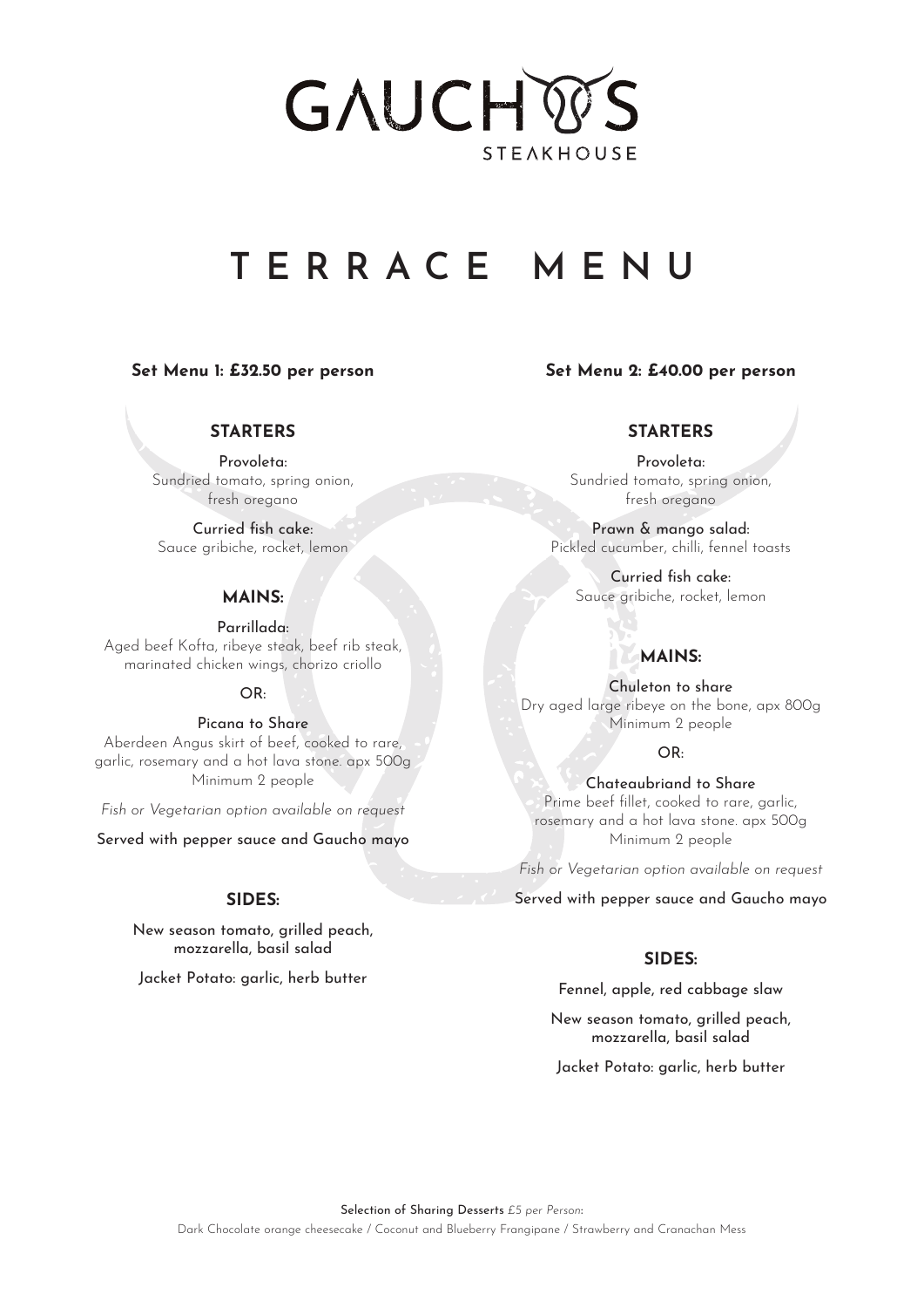# GAUCHOS

STEAKHOUSE

# TERRACE MENU

## Set Menu 1: £32.50 per person

### STARTERS

**Provoleta:**
Sundried tomato, spring onion, fresh oregano

**Curried fish cake:**
Sauce gribiche, rocket, lemon

### MAINS:

**Parrillada:**
Aged beef Kofta, ribeye steak, beef rib steak, marinated chicken wings, chorizo criollo

OR:

**Picana to Share**
Aberdeen Angus skirt of beef, cooked to rare, garlic, rosemary and a hot lava stone. apx 500g
Minimum 2 people

*Fish or Vegetarian option available on request*

**Served with pepper sauce and Gaucho mayo**

### SIDES:

**New season tomato, grilled peach, mozzarella, basil salad**

**Jacket Potato: garlic, herb butter**

## Set Menu 2: £40.00 per person

### STARTERS

**Provoleta:**
Sundried tomato, spring onion, fresh oregano

**Prawn & mango salad:**
Pickled cucumber, chilli, fennel toasts

**Curried fish cake:**
Sauce gribiche, rocket, lemon

### MAINS:

**Chuleton to share**
Dry aged large ribeye on the bone, apx 800g
Minimum 2 people

OR:

**Chateaubriand to Share**
Prime beef fillet, cooked to rare, garlic, rosemary and a hot lava stone. apx 500g
Minimum 2 people

*Fish or Vegetarian option available on request*

**Served with pepper sauce and Gaucho mayo**

### SIDES:

**Fennel, apple, red cabbage slaw**

**New season tomato, grilled peach, mozzarella, basil salad**

**Jacket Potato: garlic, herb butter**

---

**Selection of Sharing Desserts** *£5 per Person*:
Dark Chocolate orange cheesecake / Coconut and Blueberry Frangipane / Strawberry and Cranachan Mess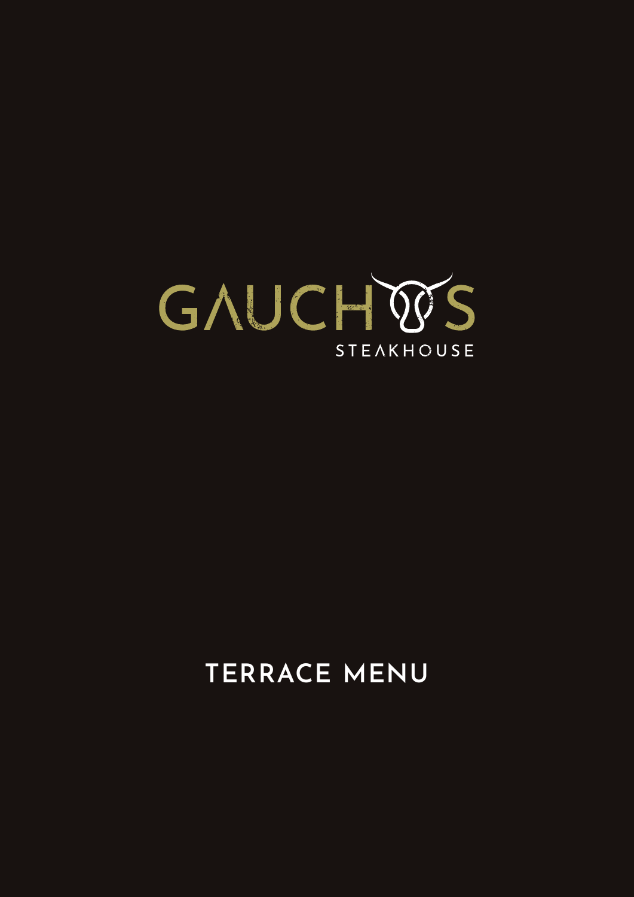# GAUCHOS

STEAKHOUSE

## TERRACE MENU